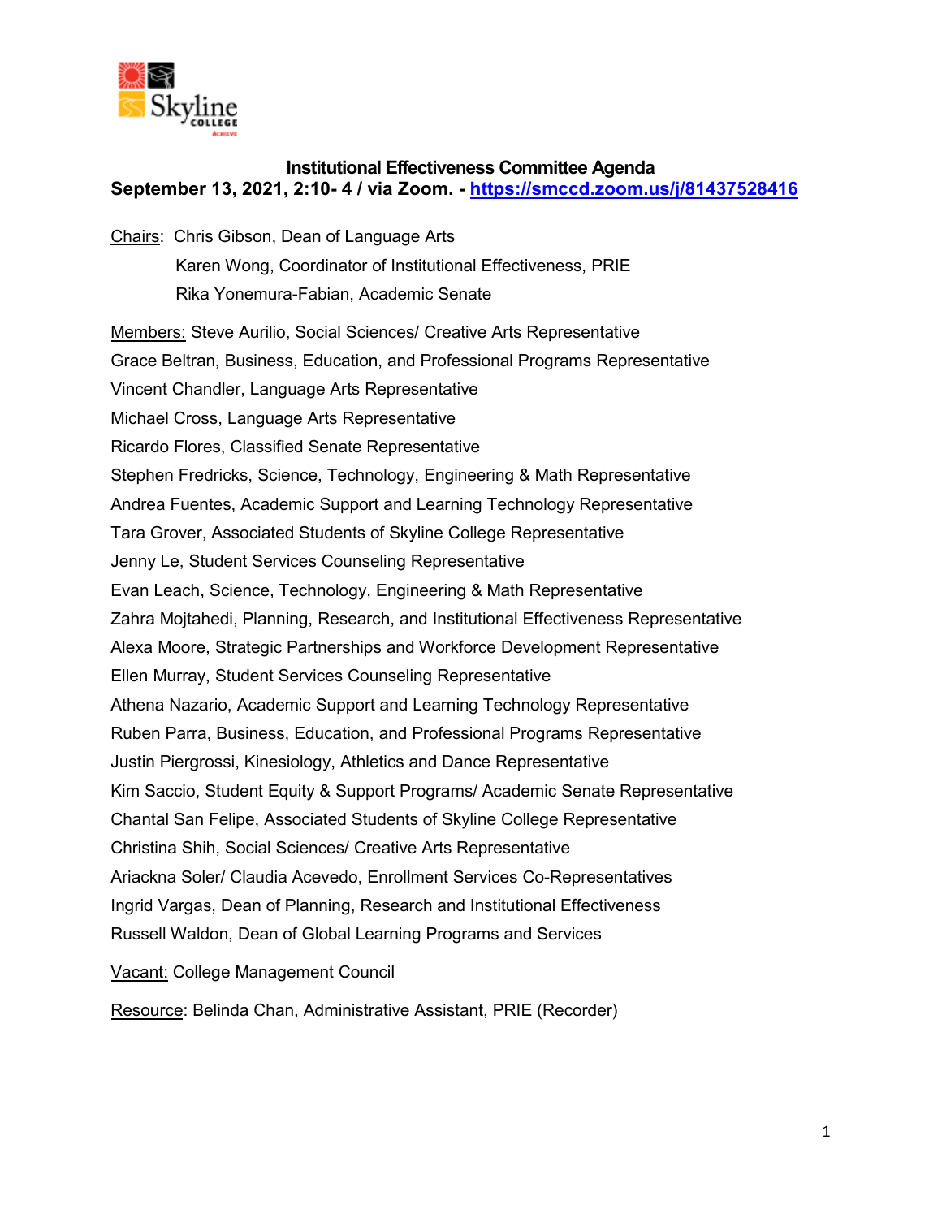# Institutional Effectiveness Committee Agenda

**September 13, 2021, 2:10- 4 / via Zoom. - https://smccd.zoom.us/j/81437528416**

Chairs: Chris Gibson, Dean of Language Arts
Karen Wong, Coordinator of Institutional Effectiveness, PRIE
Rika Yonemura-Fabian, Academic Senate

Members: Steve Aurilio, Social Sciences/ Creative Arts Representative
Grace Beltran, Business, Education, and Professional Programs Representative
Vincent Chandler, Language Arts Representative
Michael Cross, Language Arts Representative
Ricardo Flores, Classified Senate Representative
Stephen Fredricks, Science, Technology, Engineering & Math Representative
Andrea Fuentes, Academic Support and Learning Technology Representative
Tara Grover, Associated Students of Skyline College Representative
Jenny Le, Student Services Counseling Representative
Evan Leach, Science, Technology, Engineering & Math Representative
Zahra Mojtahedi, Planning, Research, and Institutional Effectiveness Representative
Alexa Moore, Strategic Partnerships and Workforce Development Representative
Ellen Murray, Student Services Counseling Representative
Athena Nazario, Academic Support and Learning Technology Representative
Ruben Parra, Business, Education, and Professional Programs Representative
Justin Piergrossi, Kinesiology, Athletics and Dance Representative
Kim Saccio, Student Equity & Support Programs/ Academic Senate Representative
Chantal San Felipe, Associated Students of Skyline College Representative
Christina Shih, Social Sciences/ Creative Arts Representative
Ariackna Soler/ Claudia Acevedo, Enrollment Services Co-Representatives
Ingrid Vargas, Dean of Planning, Research and Institutional Effectiveness
Russell Waldon, Dean of Global Learning Programs and Services

Vacant: College Management Council

Resource: Belinda Chan, Administrative Assistant, PRIE (Recorder)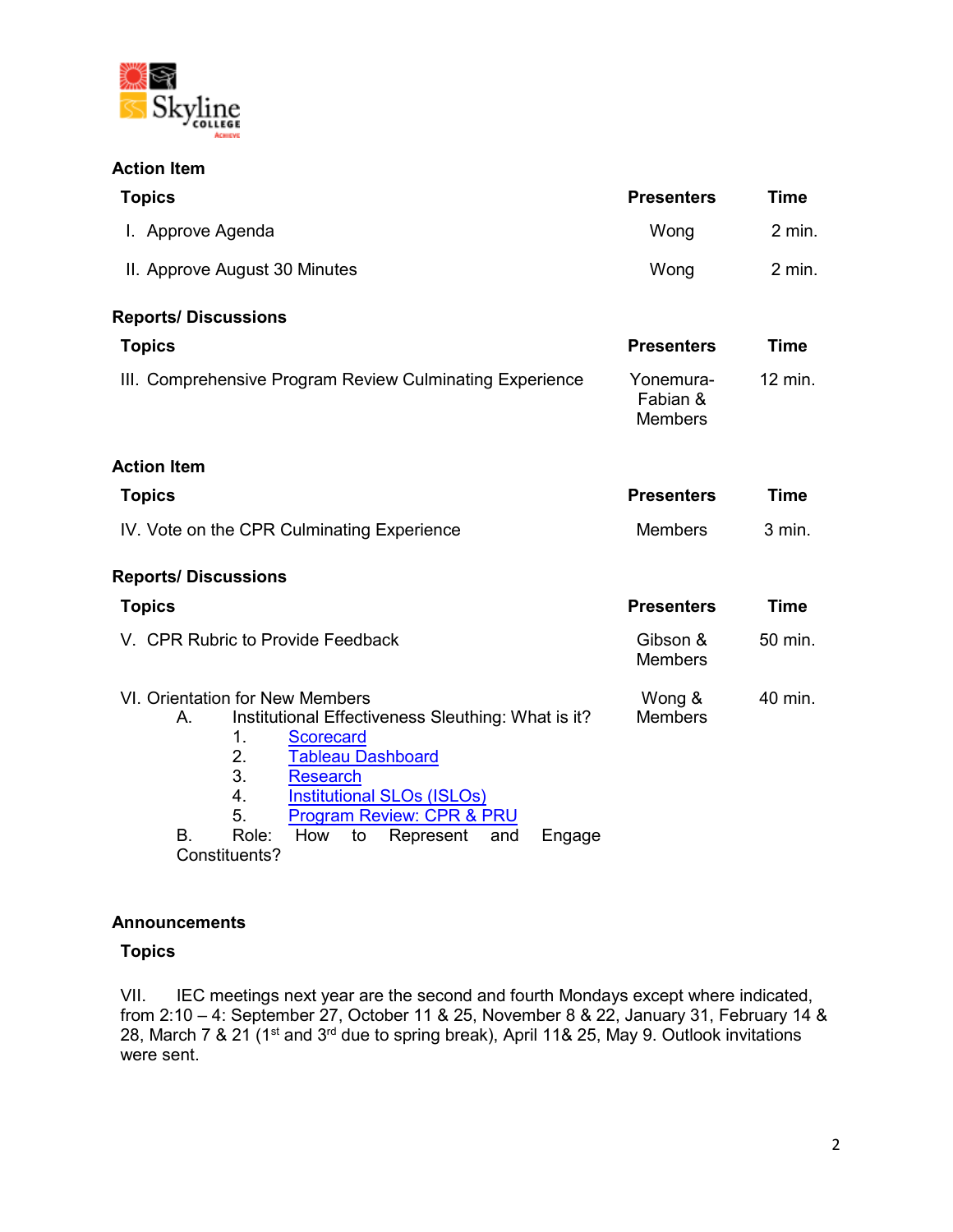### Action Item

| Topics | Presenters | Time |
|---|---|---|
| I. Approve Agenda | Wong | 2 min. |
| II. Approve August 30 Minutes | Wong | 2 min. |

### Reports/ Discussions

| Topics | Presenters | Time |
|---|---|---|
| III. Comprehensive Program Review Culminating Experience | Yonemura-Fabian & Members | 12 min. |

### Action Item

| Topics | Presenters | Time |
|---|---|---|
| IV. Vote on the CPR Culminating Experience | Members | 3 min. |

### Reports/ Discussions

| Topics | Presenters | Time |
|---|---|---|
| V. CPR Rubric to Provide Feedback | Gibson & Members | 50 min. |
| VI. Orientation for New Members<br>A. Institutional Effectiveness Sleuthing: What is it?<br>1. Scorecard<br>2. Tableau Dashboard<br>3. Research<br>4. Institutional SLOs (ISLOs)<br>5. Program Review: CPR & PRU<br>B. Role: How to Represent and Engage Constituents? | Wong & Members | 40 min. |

### Announcements

**Topics**

VII. IEC meetings next year are the second and fourth Mondays except where indicated, from 2:10 – 4: September 27, October 11 & 25, November 8 & 22, January 31, February 14 & 28, March 7 & 21 (1st and 3rd due to spring break), April 11& 25, May 9. Outlook invitations were sent.